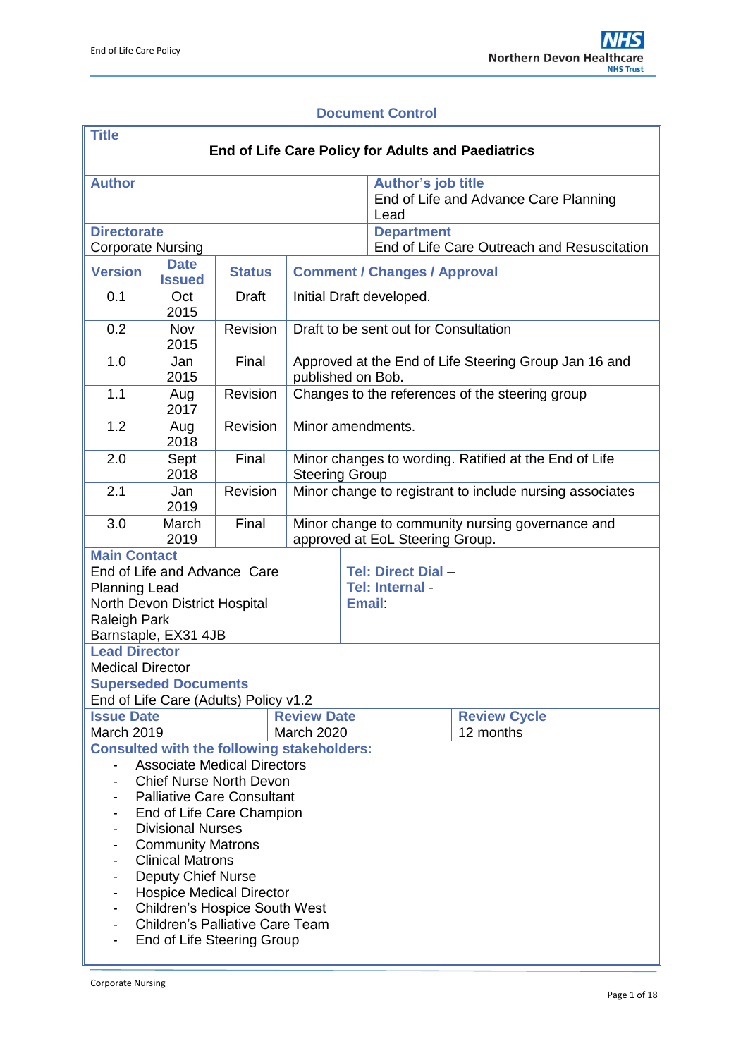## Document Control

| **Title** | | | |
|---|---|---|---|
| **End of Life Care Policy for Adults and Paediatrics** | | | |
| **Author** | | **Author's job title** End of Life and Advance Care Planning Lead | |
| **Directorate** Corporate Nursing | | **Department** End of Life Care Outreach and Resuscitation | |

| **Version** | **Date Issued** | **Status** | **Comment / Changes / Approval** |
|---|---|---|---|
| 0.1 | Oct 2015 | Draft | Initial Draft developed. |
| 0.2 | Nov 2015 | Revision | Draft to be sent out for Consultation |
| 1.0 | Jan 2015 | Final | Approved at the End of Life Steering Group Jan 16 and published on Bob. |
| 1.1 | Aug 2017 | Revision | Changes to the references of the steering group |
| 1.2 | Aug 2018 | Revision | Minor amendments. |
| 2.0 | Sept 2018 | Final | Minor changes to wording. Ratified at the End of Life Steering Group |
| 2.1 | Jan 2019 | Revision | Minor change to registrant to include nursing associates |
| 3.0 | March 2019 | Final | Minor change to community nursing governance and approved at EoL Steering Group. |

| **Main Contact** | |
|---|---|
| End of Life and Advance Care Planning Lead<br>North Devon District Hospital<br>Raleigh Park<br>Barnstaple, EX31 4JB | **Tel: Direct Dial** –<br>**Tel: Internal** -<br>**Email**: |

**Lead Director**
Medical Director

**Superseded Documents**
End of Life Care (Adults) Policy v1.2

| **Issue Date** | **Review Date** | **Review Cycle** |
|---|---|---|
| March 2019 | March 2020 | 12 months |

**Consulted with the following stakeholders:**

- Associate Medical Directors
- Chief Nurse North Devon
- Palliative Care Consultant
- End of Life Care Champion
- Divisional Nurses
- Community Matrons
- Clinical Matrons
- Deputy Chief Nurse
- Hospice Medical Director
- Children's Hospice South West
- Children's Palliative Care Team
- End of Life Steering Group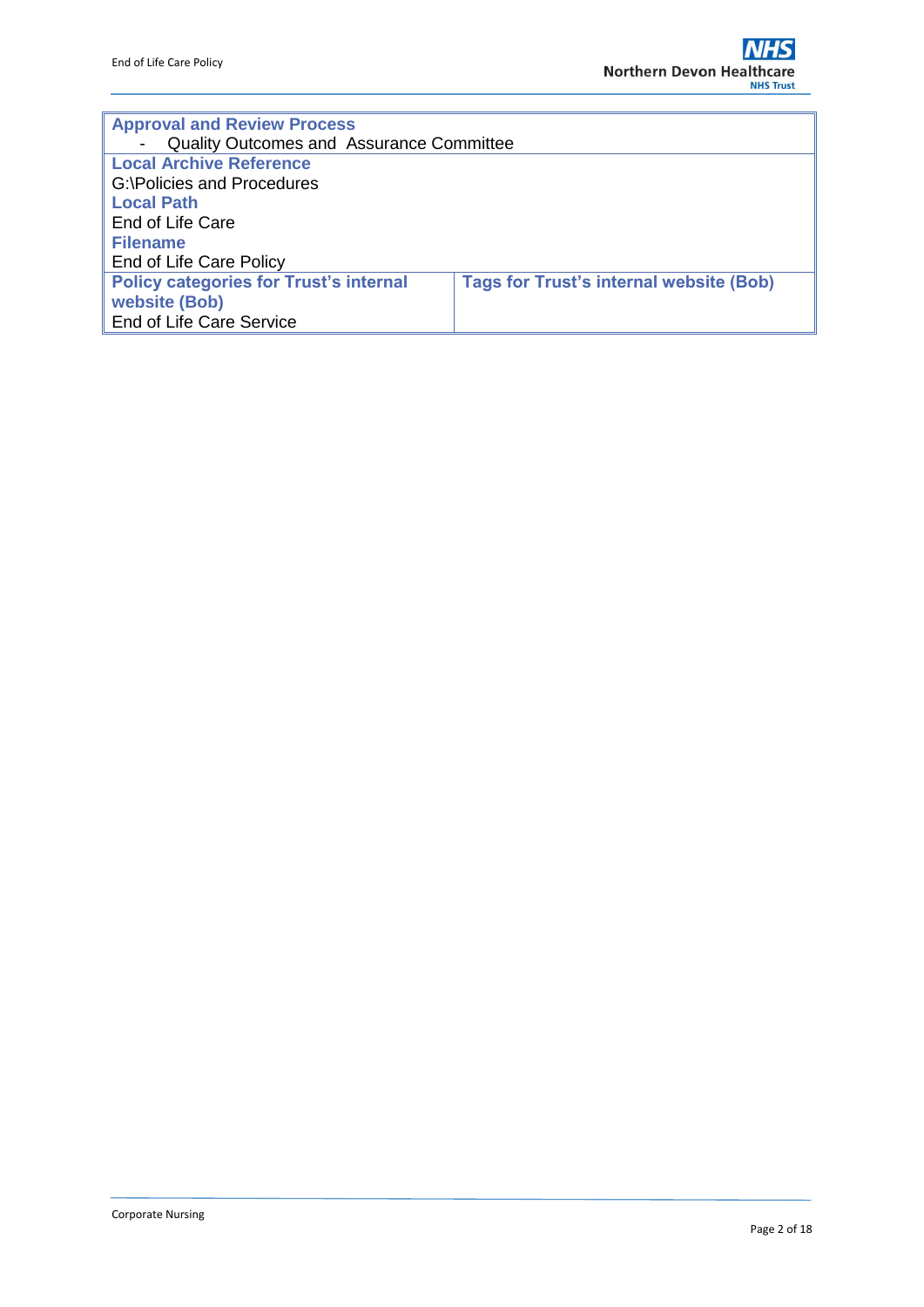| **Approval and Review Process** | |
|---|---|
| - Quality Outcomes and Assurance Committee | |
| **Local Archive Reference** | |
| G:\Policies and Procedures | |
| **Local Path** | |
| End of Life Care | |
| **Filename** | |
| End of Life Care Policy | |
| **Policy categories for Trust's internal website (Bob)** | **Tags for Trust's internal website (Bob)** |
| End of Life Care Service | |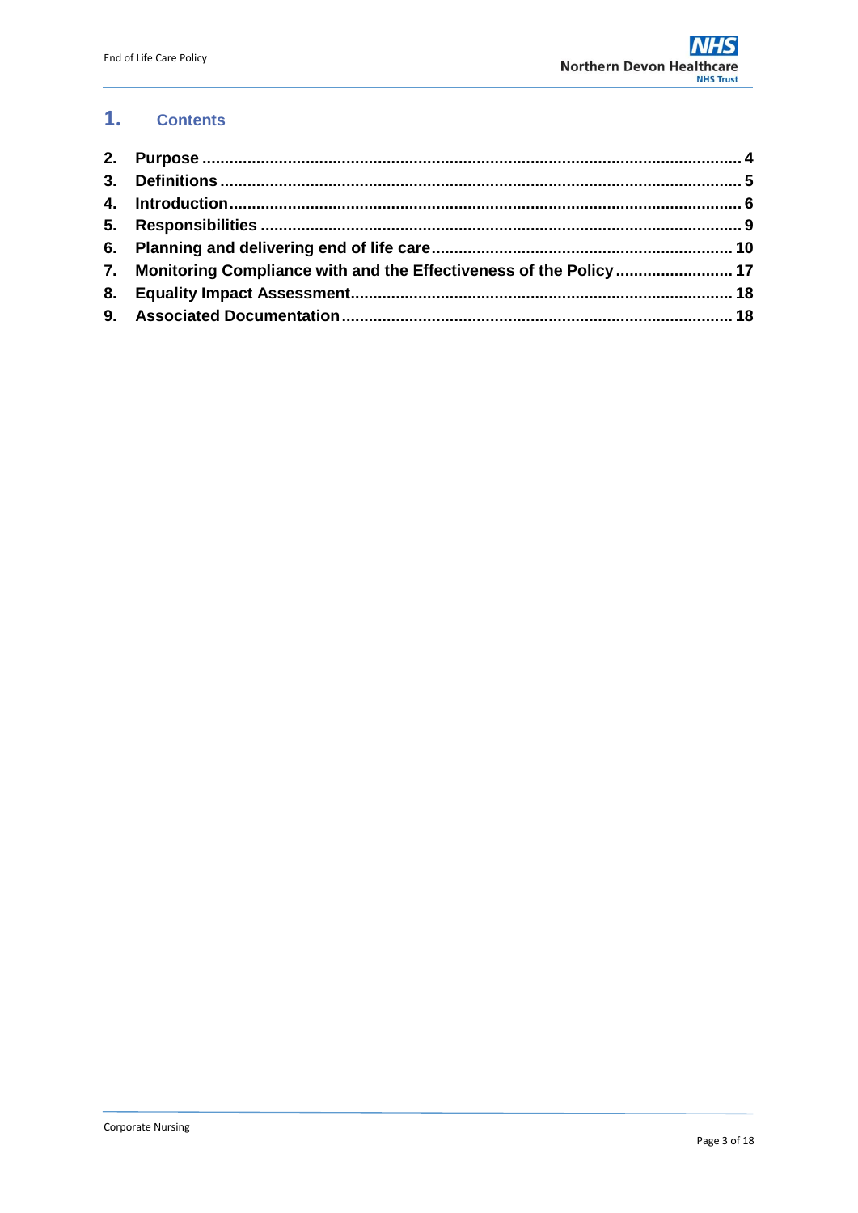# 1. Contents

| | | |
|---|---|---|
| **2.** | **Purpose** | **4** |
| **3.** | **Definitions** | **5** |
| **4.** | **Introduction** | **6** |
| **5.** | **Responsibilities** | **9** |
| **6.** | **Planning and delivering end of life care** | **10** |
| **7.** | **Monitoring Compliance with and the Effectiveness of the Policy** | **17** |
| **8.** | **Equality Impact Assessment** | **18** |
| **9.** | **Associated Documentation** | **18** |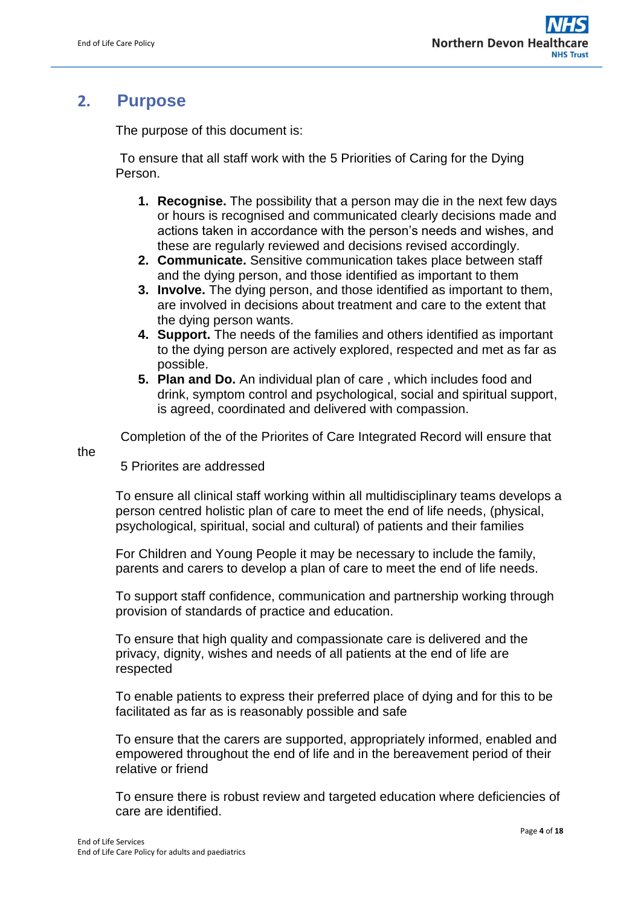## 2. Purpose

The purpose of this document is:

To ensure that all staff work with the 5 Priorities of Caring for the Dying Person.

1. **Recognise.** The possibility that a person may die in the next few days or hours is recognised and communicated clearly decisions made and actions taken in accordance with the person's needs and wishes, and these are regularly reviewed and decisions revised accordingly.
2. **Communicate.** Sensitive communication takes place between staff and the dying person, and those identified as important to them
3. **Involve.** The dying person, and those identified as important to them, are involved in decisions about treatment and care to the extent that the dying person wants.
4. **Support.** The needs of the families and others identified as important to the dying person are actively explored, respected and met as far as possible.
5. **Plan and Do.** An individual plan of care , which includes food and drink, symptom control and psychological, social and spiritual support, is agreed, coordinated and delivered with compassion.

Completion of the of the Priorites of Care Integrated Record will ensure that the 5 Priorites are addressed

To ensure all clinical staff working within all multidisciplinary teams develops a person centred holistic plan of care to meet the end of life needs, (physical, psychological, spiritual, social and cultural) of patients and their families

For Children and Young People it may be necessary to include the family, parents and carers to develop a plan of care to meet the end of life needs.

To support staff confidence, communication and partnership working through provision of standards of practice and education.

To ensure that high quality and compassionate care is delivered and the privacy, dignity, wishes and needs of all patients at the end of life are respected

To enable patients to express their preferred place of dying and for this to be facilitated as far as is reasonably possible and safe

To ensure that the carers are supported, appropriately informed, enabled and empowered throughout the end of life and in the bereavement period of their relative or friend

To ensure there is robust review and targeted education where deficiencies of care are identified.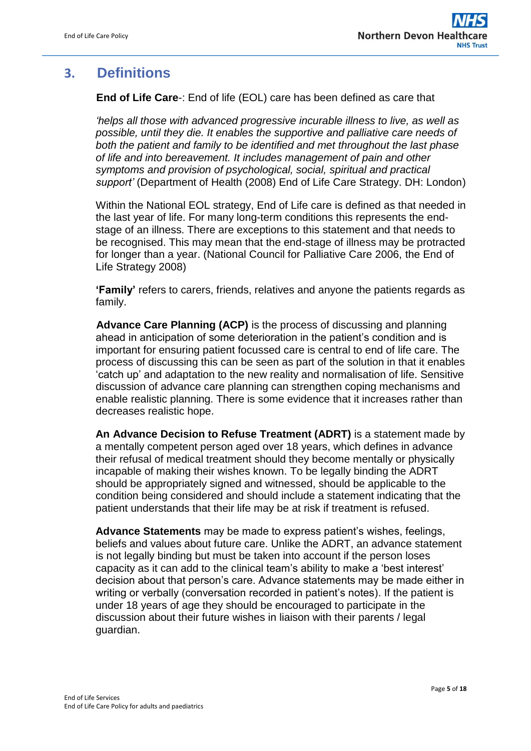## 3. Definitions

**End of Life Care**-: End of life (EOL) care has been defined as care that

*'helps all those with advanced progressive incurable illness to live, as well as possible, until they die. It enables the supportive and palliative care needs of both the patient and family to be identified and met throughout the last phase of life and into bereavement. It includes management of pain and other symptoms and provision of psychological, social, spiritual and practical support'* (Department of Health (2008) End of Life Care Strategy. DH: London)

Within the National EOL strategy, End of Life care is defined as that needed in the last year of life. For many long-term conditions this represents the end-stage of an illness. There are exceptions to this statement and that needs to be recognised. This may mean that the end-stage of illness may be protracted for longer than a year. (National Council for Palliative Care 2006, the End of Life Strategy 2008)

**'Family'** refers to carers, friends, relatives and anyone the patients regards as family.

**Advance Care Planning (ACP)** is the process of discussing and planning ahead in anticipation of some deterioration in the patient's condition and is important for ensuring patient focussed care is central to end of life care. The process of discussing this can be seen as part of the solution in that it enables 'catch up' and adaptation to the new reality and normalisation of life. Sensitive discussion of advance care planning can strengthen coping mechanisms and enable realistic planning. There is some evidence that it increases rather than decreases realistic hope.

**An Advance Decision to Refuse Treatment (ADRT)** is a statement made by a mentally competent person aged over 18 years, which defines in advance their refusal of medical treatment should they become mentally or physically incapable of making their wishes known. To be legally binding the ADRT should be appropriately signed and witnessed, should be applicable to the condition being considered and should include a statement indicating that the patient understands that their life may be at risk if treatment is refused.

**Advance Statements** may be made to express patient's wishes, feelings, beliefs and values about future care. Unlike the ADRT, an advance statement is not legally binding but must be taken into account if the person loses capacity as it can add to the clinical team's ability to make a 'best interest' decision about that person's care. Advance statements may be made either in writing or verbally (conversation recorded in patient's notes). If the patient is under 18 years of age they should be encouraged to participate in the discussion about their future wishes in liaison with their parents / legal guardian.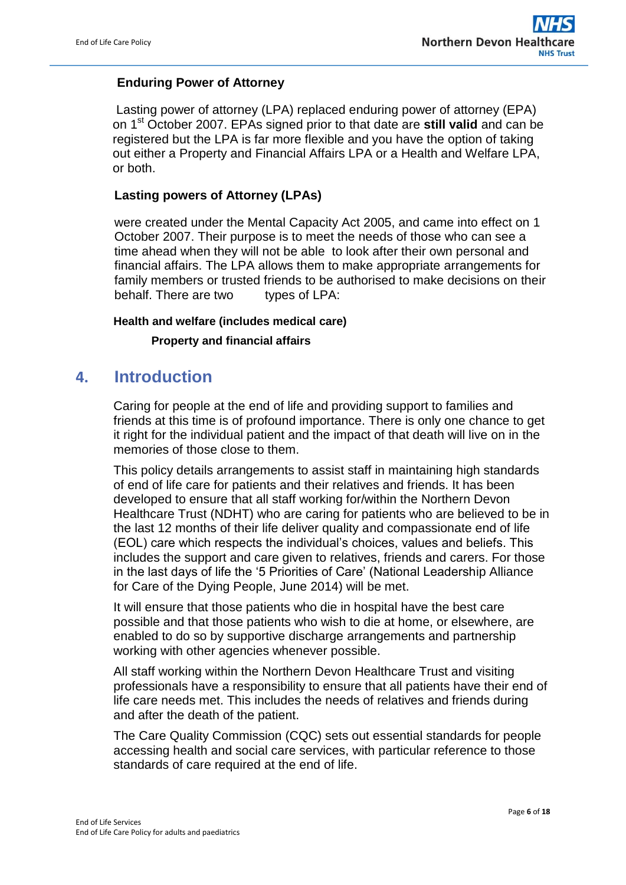**Enduring Power of Attorney**

Lasting power of attorney (LPA) replaced enduring power of attorney (EPA) on 1st October 2007. EPAs signed prior to that date are **still valid** and can be registered but the LPA is far more flexible and you have the option of taking out either a Property and Financial Affairs LPA or a Health and Welfare LPA, or both.

**Lasting powers of Attorney (LPAs)**

were created under the Mental Capacity Act 2005, and came into effect on 1 October 2007. Their purpose is to meet the needs of those who can see a time ahead when they will not be able to look after their own personal and financial affairs. The LPA allows them to make appropriate arrangements for family members or trusted friends to be authorised to make decisions on their behalf. There are two types of LPA:

**Health and welfare (includes medical care)**

**Property and financial affairs**

## 4. Introduction

Caring for people at the end of life and providing support to families and friends at this time is of profound importance. There is only one chance to get it right for the individual patient and the impact of that death will live on in the memories of those close to them.

This policy details arrangements to assist staff in maintaining high standards of end of life care for patients and their relatives and friends. It has been developed to ensure that all staff working for/within the Northern Devon Healthcare Trust (NDHT) who are caring for patients who are believed to be in the last 12 months of their life deliver quality and compassionate end of life (EOL) care which respects the individual's choices, values and beliefs. This includes the support and care given to relatives, friends and carers. For those in the last days of life the '5 Priorities of Care' (National Leadership Alliance for Care of the Dying People, June 2014) will be met.

It will ensure that those patients who die in hospital have the best care possible and that those patients who wish to die at home, or elsewhere, are enabled to do so by supportive discharge arrangements and partnership working with other agencies whenever possible.

All staff working within the Northern Devon Healthcare Trust and visiting professionals have a responsibility to ensure that all patients have their end of life care needs met. This includes the needs of relatives and friends during and after the death of the patient.

The Care Quality Commission (CQC) sets out essential standards for people accessing health and social care services, with particular reference to those standards of care required at the end of life.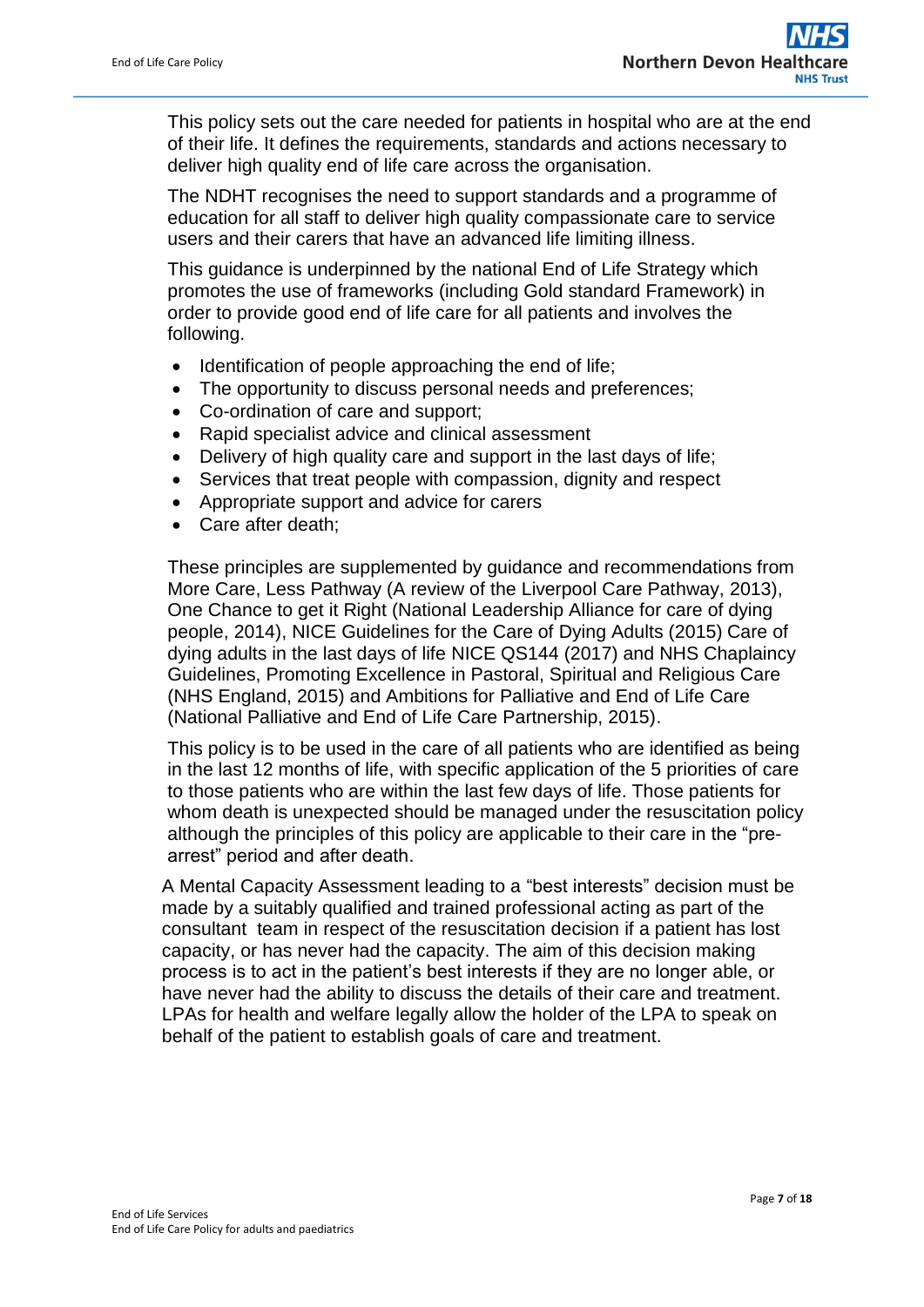This policy sets out the care needed for patients in hospital who are at the end of their life. It defines the requirements, standards and actions necessary to deliver high quality end of life care across the organisation.

The NDHT recognises the need to support standards and a programme of education for all staff to deliver high quality compassionate care to service users and their carers that have an advanced life limiting illness.

This guidance is underpinned by the national End of Life Strategy which promotes the use of frameworks (including Gold standard Framework) in order to provide good end of life care for all patients and involves the following.

- Identification of people approaching the end of life;
- The opportunity to discuss personal needs and preferences;
- Co-ordination of care and support;
- Rapid specialist advice and clinical assessment
- Delivery of high quality care and support in the last days of life;
- Services that treat people with compassion, dignity and respect
- Appropriate support and advice for carers
- Care after death;

These principles are supplemented by guidance and recommendations from More Care, Less Pathway (A review of the Liverpool Care Pathway, 2013), One Chance to get it Right (National Leadership Alliance for care of dying people, 2014), NICE Guidelines for the Care of Dying Adults (2015) Care of dying adults in the last days of life NICE QS144 (2017) and NHS Chaplaincy Guidelines, Promoting Excellence in Pastoral, Spiritual and Religious Care (NHS England, 2015) and Ambitions for Palliative and End of Life Care (National Palliative and End of Life Care Partnership, 2015).

This policy is to be used in the care of all patients who are identified as being in the last 12 months of life, with specific application of the 5 priorities of care to those patients who are within the last few days of life. Those patients for whom death is unexpected should be managed under the resuscitation policy although the principles of this policy are applicable to their care in the "pre-arrest" period and after death.

A Mental Capacity Assessment leading to a "best interests" decision must be made by a suitably qualified and trained professional acting as part of the consultant team in respect of the resuscitation decision if a patient has lost capacity, or has never had the capacity. The aim of this decision making process is to act in the patient's best interests if they are no longer able, or have never had the ability to discuss the details of their care and treatment. LPAs for health and welfare legally allow the holder of the LPA to speak on behalf of the patient to establish goals of care and treatment.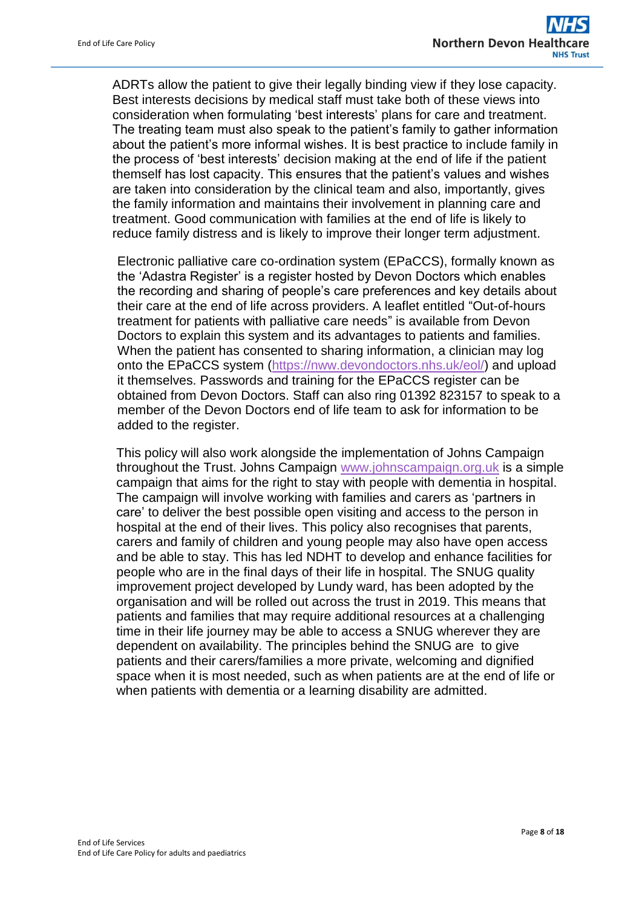ADRTs allow the patient to give their legally binding view if they lose capacity. Best interests decisions by medical staff must take both of these views into consideration when formulating 'best interests' plans for care and treatment. The treating team must also speak to the patient's family to gather information about the patient's more informal wishes. It is best practice to include family in the process of 'best interests' decision making at the end of life if the patient themself has lost capacity. This ensures that the patient's values and wishes are taken into consideration by the clinical team and also, importantly, gives the family information and maintains their involvement in planning care and treatment. Good communication with families at the end of life is likely to reduce family distress and is likely to improve their longer term adjustment.

Electronic palliative care co-ordination system (EPaCCS), formally known as the 'Adastra Register' is a register hosted by Devon Doctors which enables the recording and sharing of people's care preferences and key details about their care at the end of life across providers. A leaflet entitled "Out-of-hours treatment for patients with palliative care needs" is available from Devon Doctors to explain this system and its advantages to patients and families. When the patient has consented to sharing information, a clinician may log onto the EPaCCS system (https://nww.devondoctors.nhs.uk/eol/) and upload it themselves. Passwords and training for the EPaCCS register can be obtained from Devon Doctors. Staff can also ring 01392 823157 to speak to a member of the Devon Doctors end of life team to ask for information to be added to the register.

This policy will also work alongside the implementation of Johns Campaign throughout the Trust. Johns Campaign www.johnscampaign.org.uk is a simple campaign that aims for the right to stay with people with dementia in hospital. The campaign will involve working with families and carers as 'partners in care' to deliver the best possible open visiting and access to the person in hospital at the end of their lives. This policy also recognises that parents, carers and family of children and young people may also have open access and be able to stay. This has led NDHT to develop and enhance facilities for people who are in the final days of their life in hospital. The SNUG quality improvement project developed by Lundy ward, has been adopted by the organisation and will be rolled out across the trust in 2019. This means that patients and families that may require additional resources at a challenging time in their life journey may be able to access a SNUG wherever they are dependent on availability. The principles behind the SNUG are to give patients and their carers/families a more private, welcoming and dignified space when it is most needed, such as when patients are at the end of life or when patients with dementia or a learning disability are admitted.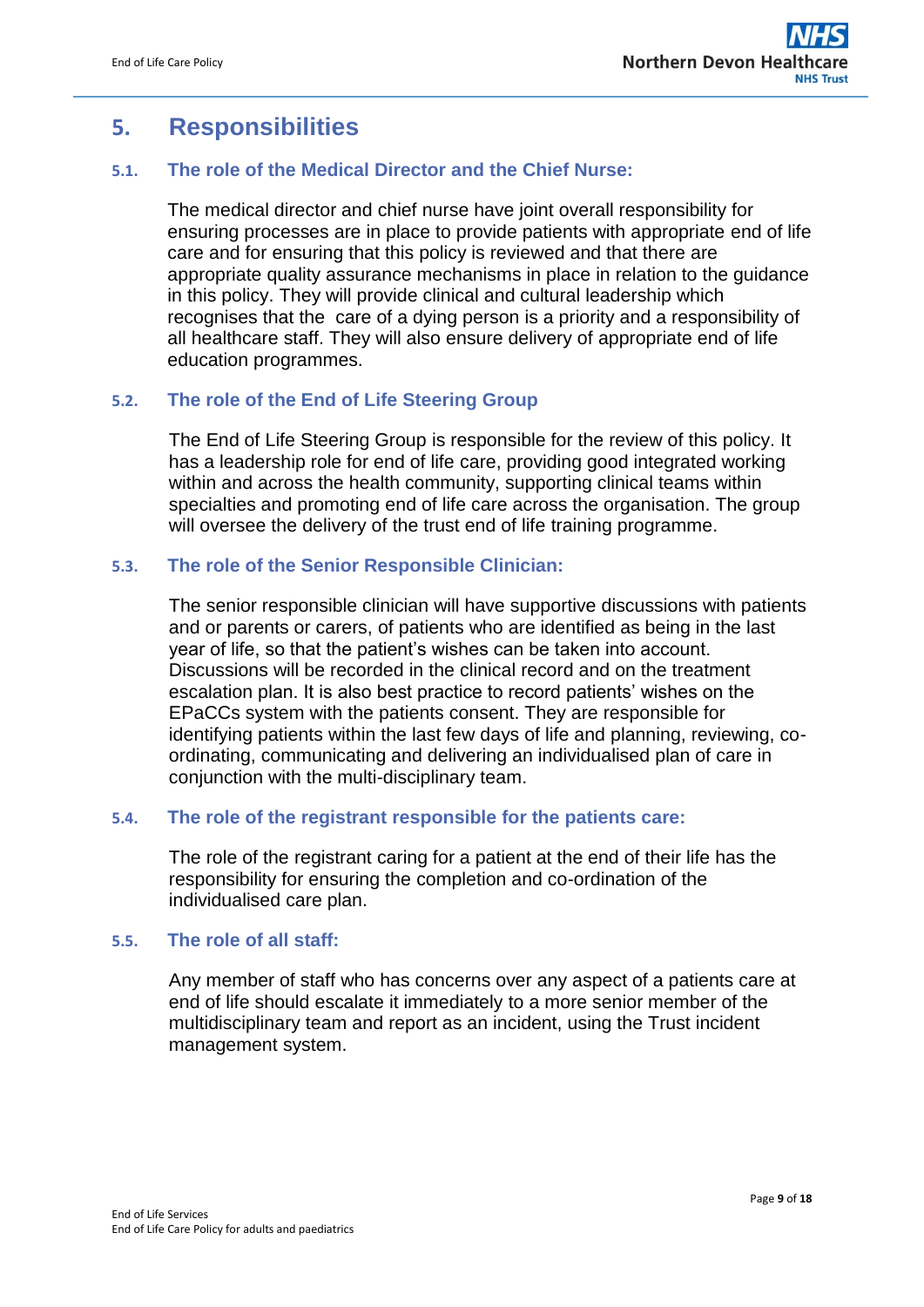# 5. Responsibilities

## 5.1. The role of the Medical Director and the Chief Nurse:

The medical director and chief nurse have joint overall responsibility for ensuring processes are in place to provide patients with appropriate end of life care and for ensuring that this policy is reviewed and that there are appropriate quality assurance mechanisms in place in relation to the guidance in this policy. They will provide clinical and cultural leadership which recognises that the care of a dying person is a priority and a responsibility of all healthcare staff. They will also ensure delivery of appropriate end of life education programmes.

## 5.2. The role of the End of Life Steering Group

The End of Life Steering Group is responsible for the review of this policy. It has a leadership role for end of life care, providing good integrated working within and across the health community, supporting clinical teams within specialties and promoting end of life care across the organisation. The group will oversee the delivery of the trust end of life training programme.

## 5.3. The role of the Senior Responsible Clinician:

The senior responsible clinician will have supportive discussions with patients and or parents or carers, of patients who are identified as being in the last year of life, so that the patient's wishes can be taken into account. Discussions will be recorded in the clinical record and on the treatment escalation plan. It is also best practice to record patients' wishes on the EPaCCs system with the patients consent. They are responsible for identifying patients within the last few days of life and planning, reviewing, co-ordinating, communicating and delivering an individualised plan of care in conjunction with the multi-disciplinary team.

## 5.4. The role of the registrant responsible for the patients care:

The role of the registrant caring for a patient at the end of their life has the responsibility for ensuring the completion and co-ordination of the individualised care plan.

## 5.5. The role of all staff:

Any member of staff who has concerns over any aspect of a patients care at end of life should escalate it immediately to a more senior member of the multidisciplinary team and report as an incident, using the Trust incident management system.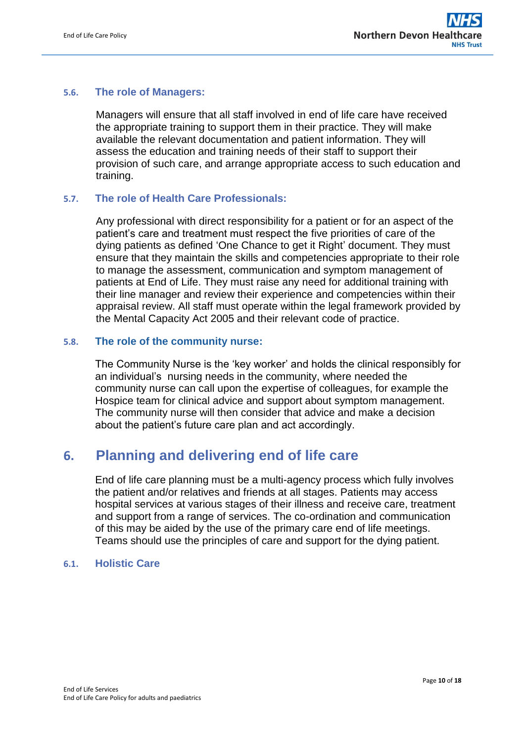### 5.6. The role of Managers:

Managers will ensure that all staff involved in end of life care have received the appropriate training to support them in their practice. They will make available the relevant documentation and patient information. They will assess the education and training needs of their staff to support their provision of such care, and arrange appropriate access to such education and training.

### 5.7. The role of Health Care Professionals:

Any professional with direct responsibility for a patient or for an aspect of the patient's care and treatment must respect the five priorities of care of the dying patients as defined 'One Chance to get it Right' document. They must ensure that they maintain the skills and competencies appropriate to their role to manage the assessment, communication and symptom management of patients at End of Life. They must raise any need for additional training with their line manager and review their experience and competencies within their appraisal review. All staff must operate within the legal framework provided by the Mental Capacity Act 2005 and their relevant code of practice.

### 5.8. The role of the community nurse:

The Community Nurse is the 'key worker' and holds the clinical responsibly for an individual's nursing needs in the community, where needed the community nurse can call upon the expertise of colleagues, for example the Hospice team for clinical advice and support about symptom management. The community nurse will then consider that advice and make a decision about the patient's future care plan and act accordingly.

## 6. Planning and delivering end of life care

End of life care planning must be a multi-agency process which fully involves the patient and/or relatives and friends at all stages. Patients may access hospital services at various stages of their illness and receive care, treatment and support from a range of services. The co-ordination and communication of this may be aided by the use of the primary care end of life meetings. Teams should use the principles of care and support for the dying patient.

### 6.1. Holistic Care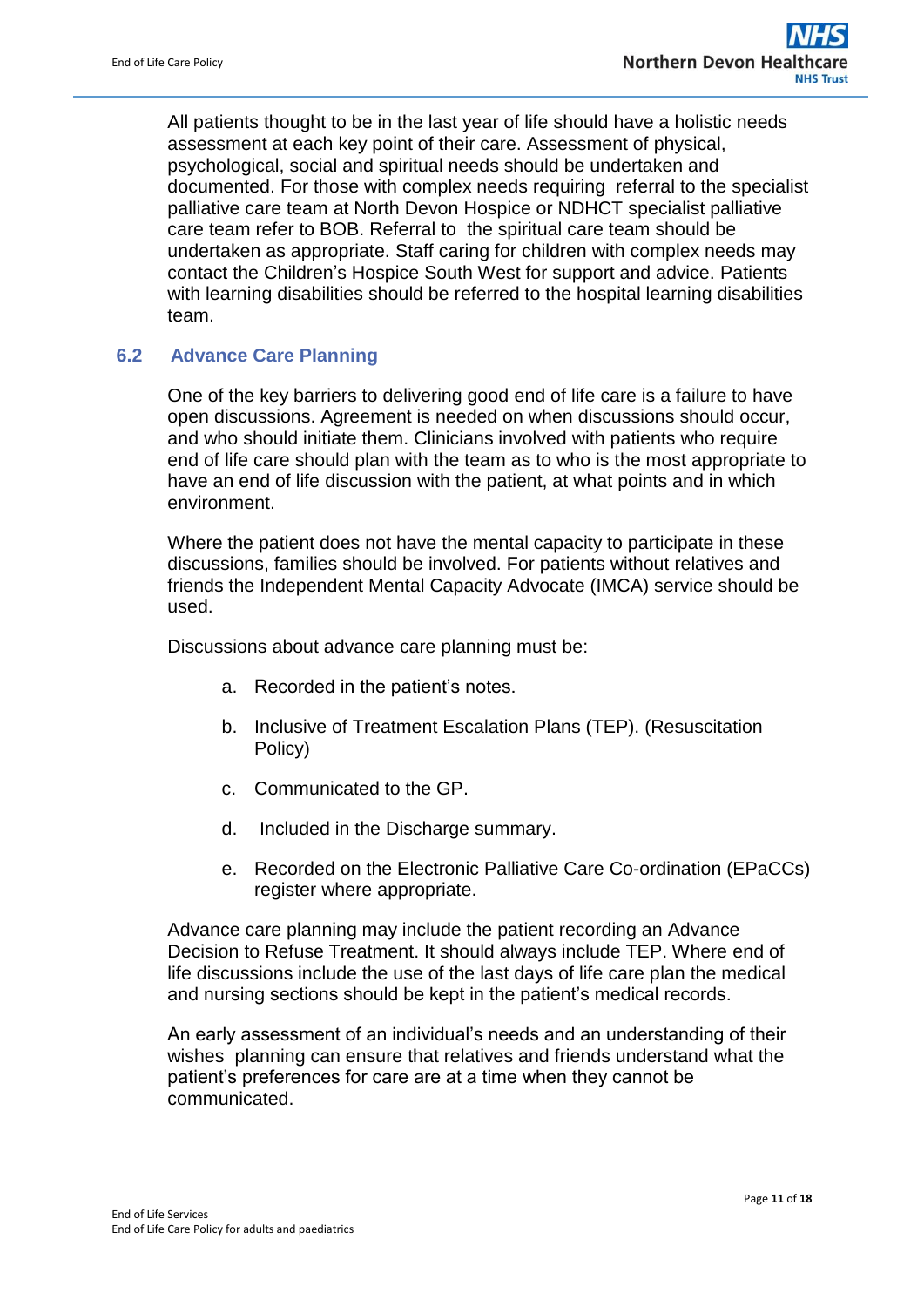All patients thought to be in the last year of life should have a holistic needs assessment at each key point of their care. Assessment of physical, psychological, social and spiritual needs should be undertaken and documented. For those with complex needs requiring referral to the specialist palliative care team at North Devon Hospice or NDHCT specialist palliative care team refer to BOB. Referral to the spiritual care team should be undertaken as appropriate. Staff caring for children with complex needs may contact the Children's Hospice South West for support and advice. Patients with learning disabilities should be referred to the hospital learning disabilities team.

## 6.2 Advance Care Planning

One of the key barriers to delivering good end of life care is a failure to have open discussions. Agreement is needed on when discussions should occur, and who should initiate them. Clinicians involved with patients who require end of life care should plan with the team as to who is the most appropriate to have an end of life discussion with the patient, at what points and in which environment.

Where the patient does not have the mental capacity to participate in these discussions, families should be involved. For patients without relatives and friends the Independent Mental Capacity Advocate (IMCA) service should be used.

Discussions about advance care planning must be:

a. Recorded in the patient's notes.

b. Inclusive of Treatment Escalation Plans (TEP). (Resuscitation Policy)

c. Communicated to the GP.

d. Included in the Discharge summary.

e. Recorded on the Electronic Palliative Care Co-ordination (EPaCCs) register where appropriate.

Advance care planning may include the patient recording an Advance Decision to Refuse Treatment. It should always include TEP. Where end of life discussions include the use of the last days of life care plan the medical and nursing sections should be kept in the patient's medical records.

An early assessment of an individual's needs and an understanding of their wishes planning can ensure that relatives and friends understand what the patient's preferences for care are at a time when they cannot be communicated.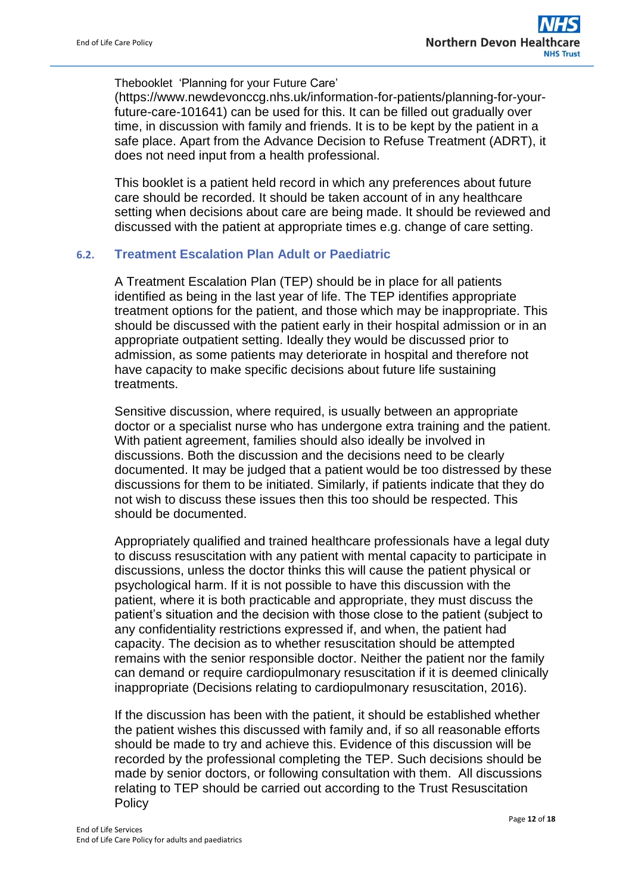Thebooklet 'Planning for your Future Care' (https://www.newdevonccg.nhs.uk/information-for-patients/planning-for-your-future-care-101641) can be used for this. It can be filled out gradually over time, in discussion with family and friends. It is to be kept by the patient in a safe place. Apart from the Advance Decision to Refuse Treatment (ADRT), it does not need input from a health professional.

This booklet is a patient held record in which any preferences about future care should be recorded. It should be taken account of in any healthcare setting when decisions about care are being made. It should be reviewed and discussed with the patient at appropriate times e.g. change of care setting.

### 6.2. Treatment Escalation Plan Adult or Paediatric

A Treatment Escalation Plan (TEP) should be in place for all patients identified as being in the last year of life. The TEP identifies appropriate treatment options for the patient, and those which may be inappropriate. This should be discussed with the patient early in their hospital admission or in an appropriate outpatient setting. Ideally they would be discussed prior to admission, as some patients may deteriorate in hospital and therefore not have capacity to make specific decisions about future life sustaining treatments.

Sensitive discussion, where required, is usually between an appropriate doctor or a specialist nurse who has undergone extra training and the patient. With patient agreement, families should also ideally be involved in discussions. Both the discussion and the decisions need to be clearly documented. It may be judged that a patient would be too distressed by these discussions for them to be initiated. Similarly, if patients indicate that they do not wish to discuss these issues then this too should be respected. This should be documented.

Appropriately qualified and trained healthcare professionals have a legal duty to discuss resuscitation with any patient with mental capacity to participate in discussions, unless the doctor thinks this will cause the patient physical or psychological harm. If it is not possible to have this discussion with the patient, where it is both practicable and appropriate, they must discuss the patient's situation and the decision with those close to the patient (subject to any confidentiality restrictions expressed if, and when, the patient had capacity. The decision as to whether resuscitation should be attempted remains with the senior responsible doctor. Neither the patient nor the family can demand or require cardiopulmonary resuscitation if it is deemed clinically inappropriate (Decisions relating to cardiopulmonary resuscitation, 2016).

If the discussion has been with the patient, it should be established whether the patient wishes this discussed with family and, if so all reasonable efforts should be made to try and achieve this. Evidence of this discussion will be recorded by the professional completing the TEP. Such decisions should be made by senior doctors, or following consultation with them. All discussions relating to TEP should be carried out according to the Trust Resuscitation Policy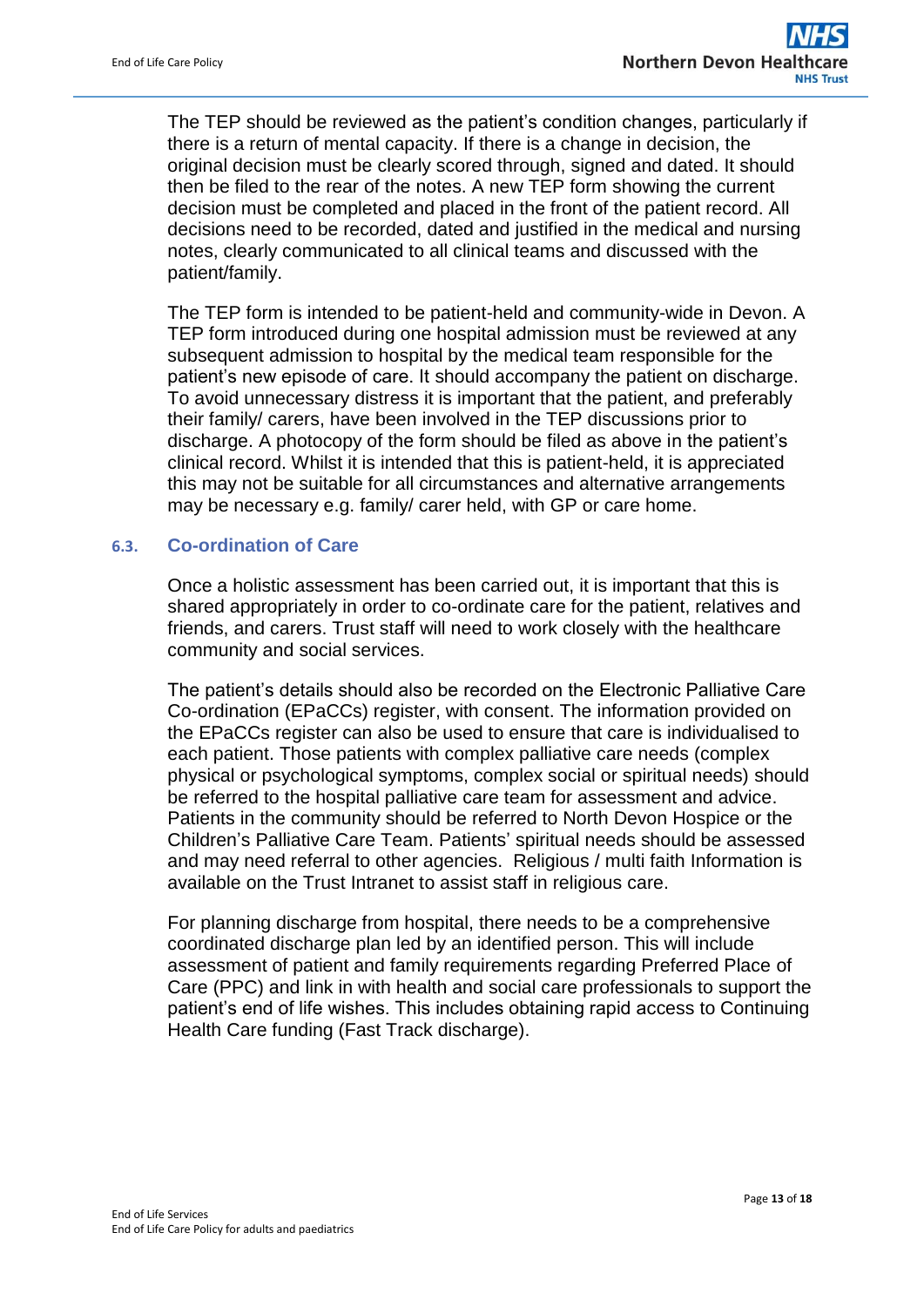The TEP should be reviewed as the patient's condition changes, particularly if there is a return of mental capacity. If there is a change in decision, the original decision must be clearly scored through, signed and dated. It should then be filed to the rear of the notes. A new TEP form showing the current decision must be completed and placed in the front of the patient record. All decisions need to be recorded, dated and justified in the medical and nursing notes, clearly communicated to all clinical teams and discussed with the patient/family.

The TEP form is intended to be patient-held and community-wide in Devon. A TEP form introduced during one hospital admission must be reviewed at any subsequent admission to hospital by the medical team responsible for the patient's new episode of care. It should accompany the patient on discharge. To avoid unnecessary distress it is important that the patient, and preferably their family/ carers, have been involved in the TEP discussions prior to discharge. A photocopy of the form should be filed as above in the patient's clinical record. Whilst it is intended that this is patient-held, it is appreciated this may not be suitable for all circumstances and alternative arrangements may be necessary e.g. family/ carer held, with GP or care home.

### 6.3. Co-ordination of Care

Once a holistic assessment has been carried out, it is important that this is shared appropriately in order to co-ordinate care for the patient, relatives and friends, and carers. Trust staff will need to work closely with the healthcare community and social services.

The patient's details should also be recorded on the Electronic Palliative Care Co-ordination (EPaCCs) register, with consent. The information provided on the EPaCCs register can also be used to ensure that care is individualised to each patient. Those patients with complex palliative care needs (complex physical or psychological symptoms, complex social or spiritual needs) should be referred to the hospital palliative care team for assessment and advice. Patients in the community should be referred to North Devon Hospice or the Children's Palliative Care Team. Patients' spiritual needs should be assessed and may need referral to other agencies. Religious / multi faith Information is available on the Trust Intranet to assist staff in religious care.

For planning discharge from hospital, there needs to be a comprehensive coordinated discharge plan led by an identified person. This will include assessment of patient and family requirements regarding Preferred Place of Care (PPC) and link in with health and social care professionals to support the patient's end of life wishes. This includes obtaining rapid access to Continuing Health Care funding (Fast Track discharge).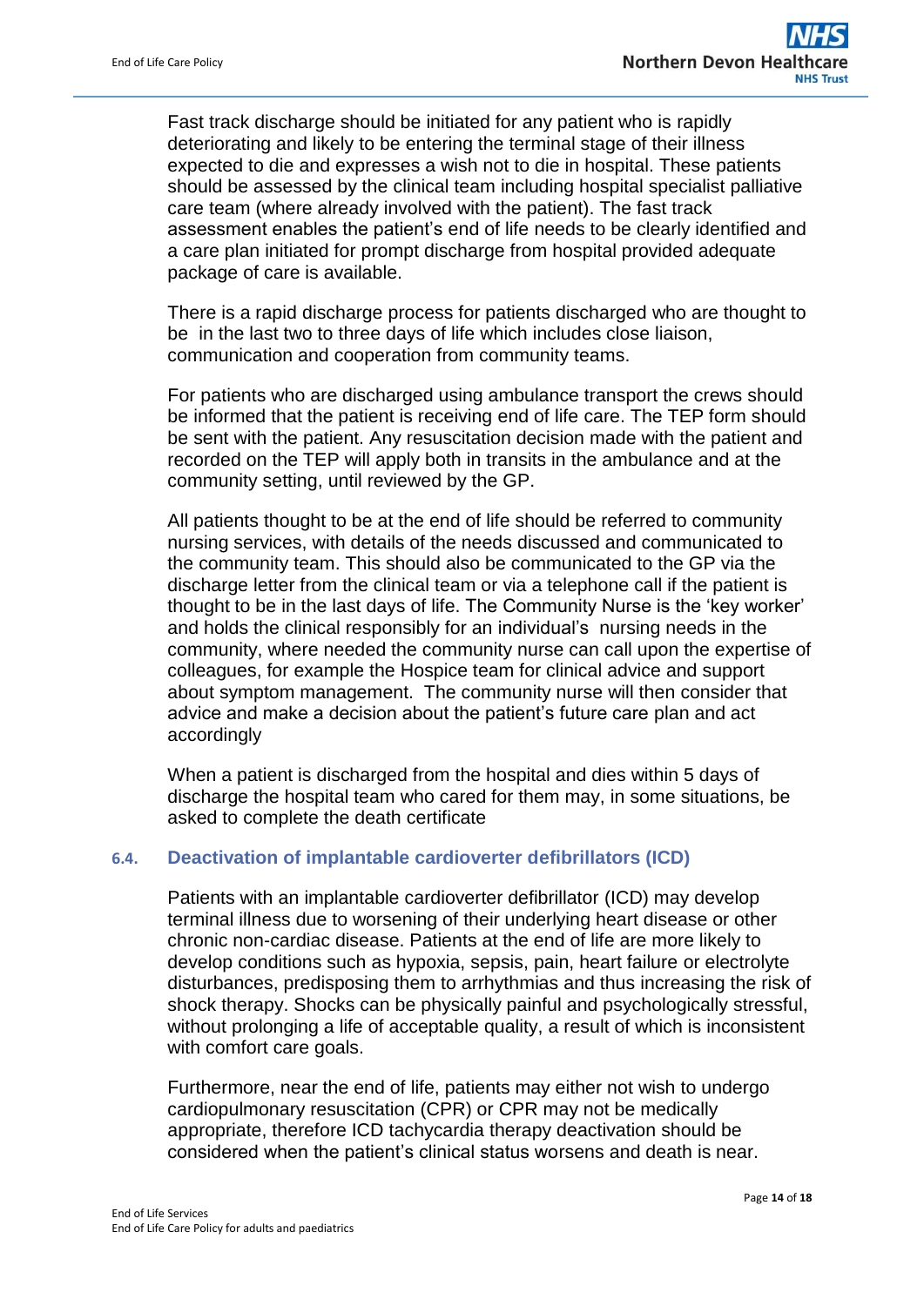Fast track discharge should be initiated for any patient who is rapidly deteriorating and likely to be entering the terminal stage of their illness expected to die and expresses a wish not to die in hospital. These patients should be assessed by the clinical team including hospital specialist palliative care team (where already involved with the patient). The fast track assessment enables the patient's end of life needs to be clearly identified and a care plan initiated for prompt discharge from hospital provided adequate package of care is available.

There is a rapid discharge process for patients discharged who are thought to be in the last two to three days of life which includes close liaison, communication and cooperation from community teams.

For patients who are discharged using ambulance transport the crews should be informed that the patient is receiving end of life care. The TEP form should be sent with the patient. Any resuscitation decision made with the patient and recorded on the TEP will apply both in transits in the ambulance and at the community setting, until reviewed by the GP.

All patients thought to be at the end of life should be referred to community nursing services, with details of the needs discussed and communicated to the community team. This should also be communicated to the GP via the discharge letter from the clinical team or via a telephone call if the patient is thought to be in the last days of life. The Community Nurse is the 'key worker' and holds the clinical responsibly for an individual's nursing needs in the community, where needed the community nurse can call upon the expertise of colleagues, for example the Hospice team for clinical advice and support about symptom management. The community nurse will then consider that advice and make a decision about the patient's future care plan and act accordingly

When a patient is discharged from the hospital and dies within 5 days of discharge the hospital team who cared for them may, in some situations, be asked to complete the death certificate

### 6.4. Deactivation of implantable cardioverter defibrillators (ICD)

Patients with an implantable cardioverter defibrillator (ICD) may develop terminal illness due to worsening of their underlying heart disease or other chronic non-cardiac disease. Patients at the end of life are more likely to develop conditions such as hypoxia, sepsis, pain, heart failure or electrolyte disturbances, predisposing them to arrhythmias and thus increasing the risk of shock therapy. Shocks can be physically painful and psychologically stressful, without prolonging a life of acceptable quality, a result of which is inconsistent with comfort care goals.

Furthermore, near the end of life, patients may either not wish to undergo cardiopulmonary resuscitation (CPR) or CPR may not be medically appropriate, therefore ICD tachycardia therapy deactivation should be considered when the patient's clinical status worsens and death is near.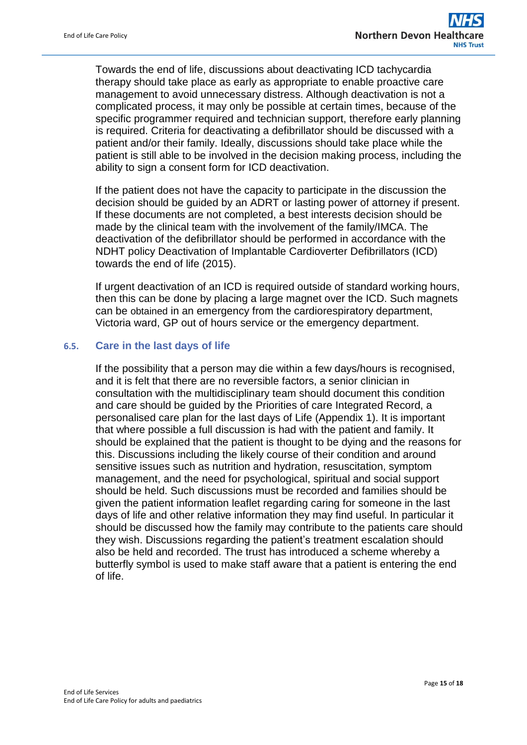Towards the end of life, discussions about deactivating ICD tachycardia therapy should take place as early as appropriate to enable proactive care management to avoid unnecessary distress. Although deactivation is not a complicated process, it may only be possible at certain times, because of the specific programmer required and technician support, therefore early planning is required. Criteria for deactivating a defibrillator should be discussed with a patient and/or their family. Ideally, discussions should take place while the patient is still able to be involved in the decision making process, including the ability to sign a consent form for ICD deactivation.

If the patient does not have the capacity to participate in the discussion the decision should be guided by an ADRT or lasting power of attorney if present. If these documents are not completed, a best interests decision should be made by the clinical team with the involvement of the family/IMCA. The deactivation of the defibrillator should be performed in accordance with the NDHT policy Deactivation of Implantable Cardioverter Defibrillators (ICD) towards the end of life (2015).

If urgent deactivation of an ICD is required outside of standard working hours, then this can be done by placing a large magnet over the ICD. Such magnets can be obtained in an emergency from the cardiorespiratory department, Victoria ward, GP out of hours service or the emergency department.

### 6.5. Care in the last days of life

If the possibility that a person may die within a few days/hours is recognised, and it is felt that there are no reversible factors, a senior clinician in consultation with the multidisciplinary team should document this condition and care should be guided by the Priorities of care Integrated Record, a personalised care plan for the last days of Life (Appendix 1). It is important that where possible a full discussion is had with the patient and family. It should be explained that the patient is thought to be dying and the reasons for this. Discussions including the likely course of their condition and around sensitive issues such as nutrition and hydration, resuscitation, symptom management, and the need for psychological, spiritual and social support should be held. Such discussions must be recorded and families should be given the patient information leaflet regarding caring for someone in the last days of life and other relative information they may find useful. In particular it should be discussed how the family may contribute to the patients care should they wish. Discussions regarding the patient's treatment escalation should also be held and recorded. The trust has introduced a scheme whereby a butterfly symbol is used to make staff aware that a patient is entering the end of life.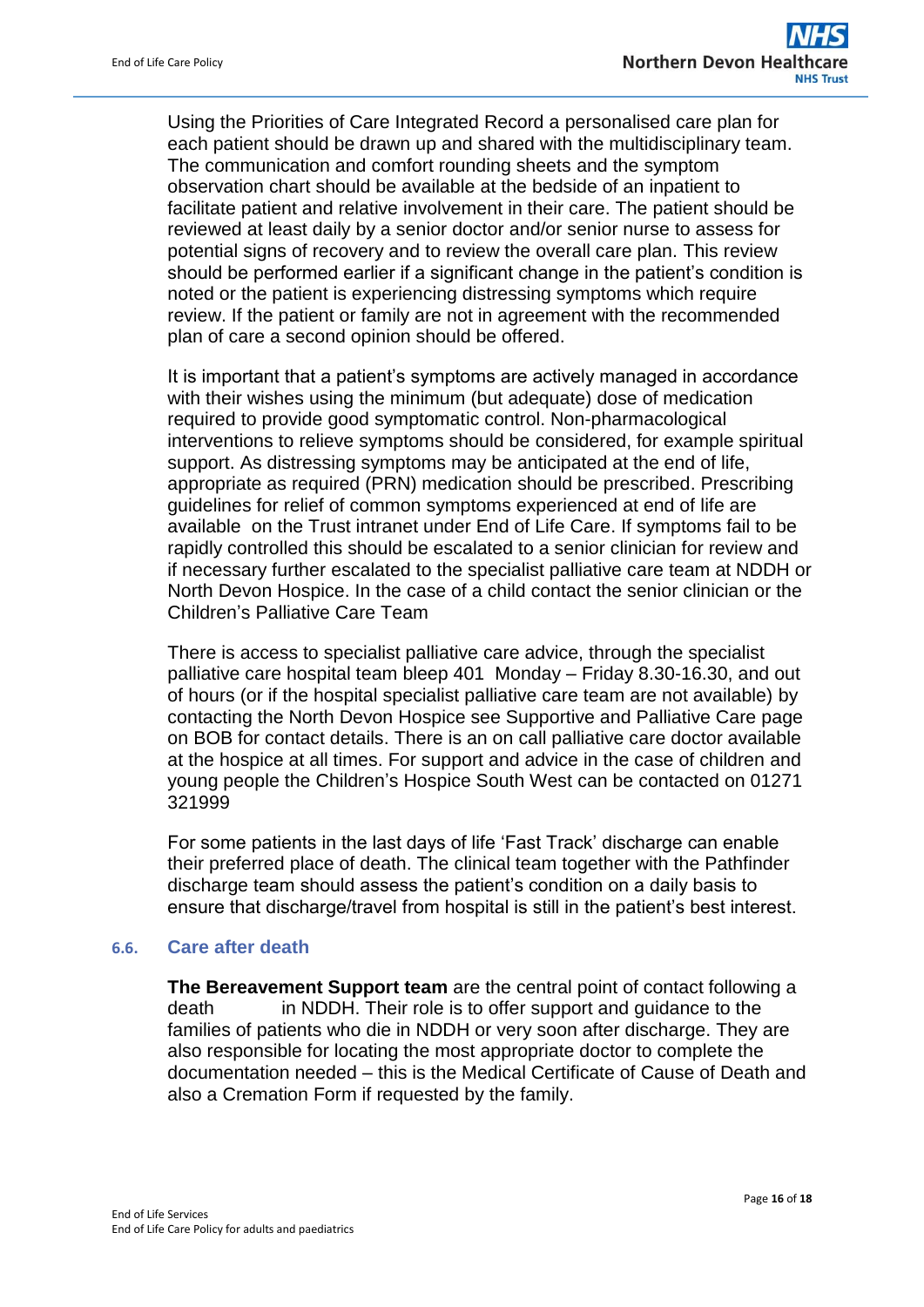Using the Priorities of Care Integrated Record a personalised care plan for each patient should be drawn up and shared with the multidisciplinary team. The communication and comfort rounding sheets and the symptom observation chart should be available at the bedside of an inpatient to facilitate patient and relative involvement in their care. The patient should be reviewed at least daily by a senior doctor and/or senior nurse to assess for potential signs of recovery and to review the overall care plan. This review should be performed earlier if a significant change in the patient's condition is noted or the patient is experiencing distressing symptoms which require review. If the patient or family are not in agreement with the recommended plan of care a second opinion should be offered.

It is important that a patient's symptoms are actively managed in accordance with their wishes using the minimum (but adequate) dose of medication required to provide good symptomatic control. Non-pharmacological interventions to relieve symptoms should be considered, for example spiritual support. As distressing symptoms may be anticipated at the end of life, appropriate as required (PRN) medication should be prescribed. Prescribing guidelines for relief of common symptoms experienced at end of life are available on the Trust intranet under End of Life Care. If symptoms fail to be rapidly controlled this should be escalated to a senior clinician for review and if necessary further escalated to the specialist palliative care team at NDDH or North Devon Hospice. In the case of a child contact the senior clinician or the Children's Palliative Care Team

There is access to specialist palliative care advice, through the specialist palliative care hospital team bleep 401 Monday – Friday 8.30-16.30, and out of hours (or if the hospital specialist palliative care team are not available) by contacting the North Devon Hospice see Supportive and Palliative Care page on BOB for contact details. There is an on call palliative care doctor available at the hospice at all times. For support and advice in the case of children and young people the Children's Hospice South West can be contacted on 01271 321999

For some patients in the last days of life 'Fast Track' discharge can enable their preferred place of death. The clinical team together with the Pathfinder discharge team should assess the patient's condition on a daily basis to ensure that discharge/travel from hospital is still in the patient's best interest.

### 6.6. Care after death

**The Bereavement Support team** are the central point of contact following a death in NDDH. Their role is to offer support and guidance to the families of patients who die in NDDH or very soon after discharge. They are also responsible for locating the most appropriate doctor to complete the documentation needed – this is the Medical Certificate of Cause of Death and also a Cremation Form if requested by the family.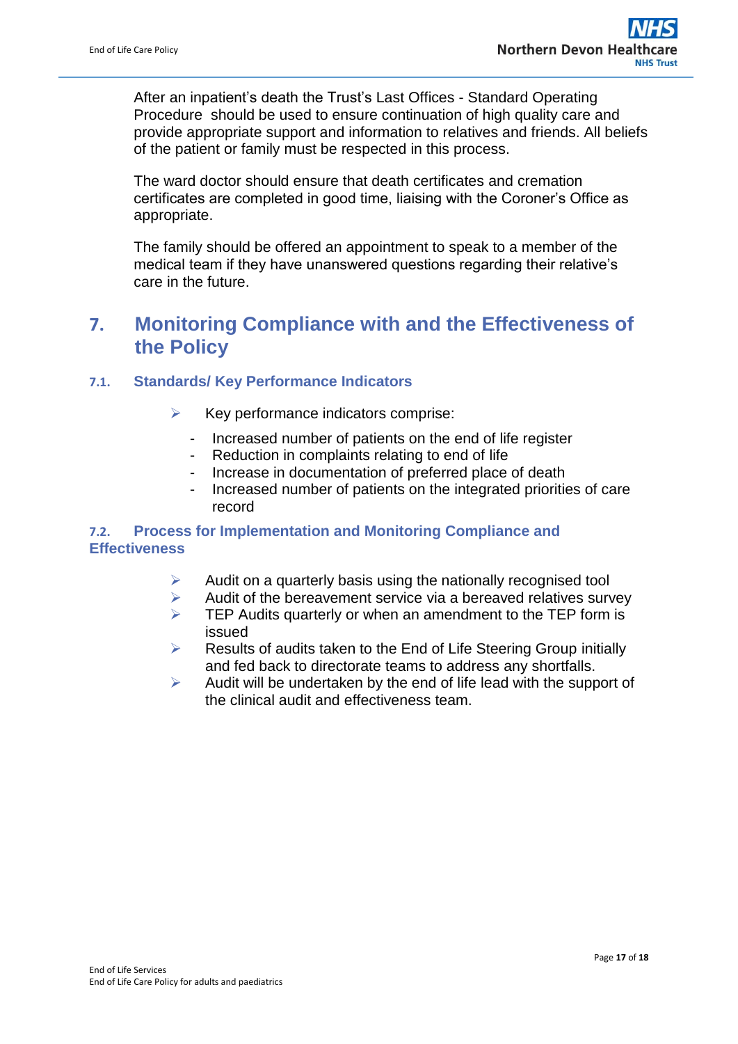After an inpatient's death the Trust's Last Offices - Standard Operating Procedure should be used to ensure continuation of high quality care and provide appropriate support and information to relatives and friends. All beliefs of the patient or family must be respected in this process.

The ward doctor should ensure that death certificates and cremation certificates are completed in good time, liaising with the Coroner's Office as appropriate.

The family should be offered an appointment to speak to a member of the medical team if they have unanswered questions regarding their relative's care in the future.

## 7. Monitoring Compliance with and the Effectiveness of the Policy

### 7.1. Standards/ Key Performance Indicators

- Key performance indicators comprise:
  - Increased number of patients on the end of life register
  - Reduction in complaints relating to end of life
  - Increase in documentation of preferred place of death
  - Increased number of patients on the integrated priorities of care record

### 7.2. Process for Implementation and Monitoring Compliance and Effectiveness

- Audit on a quarterly basis using the nationally recognised tool
- Audit of the bereavement service via a bereaved relatives survey
- TEP Audits quarterly or when an amendment to the TEP form is issued
- Results of audits taken to the End of Life Steering Group initially and fed back to directorate teams to address any shortfalls.
- Audit will be undertaken by the end of life lead with the support of the clinical audit and effectiveness team.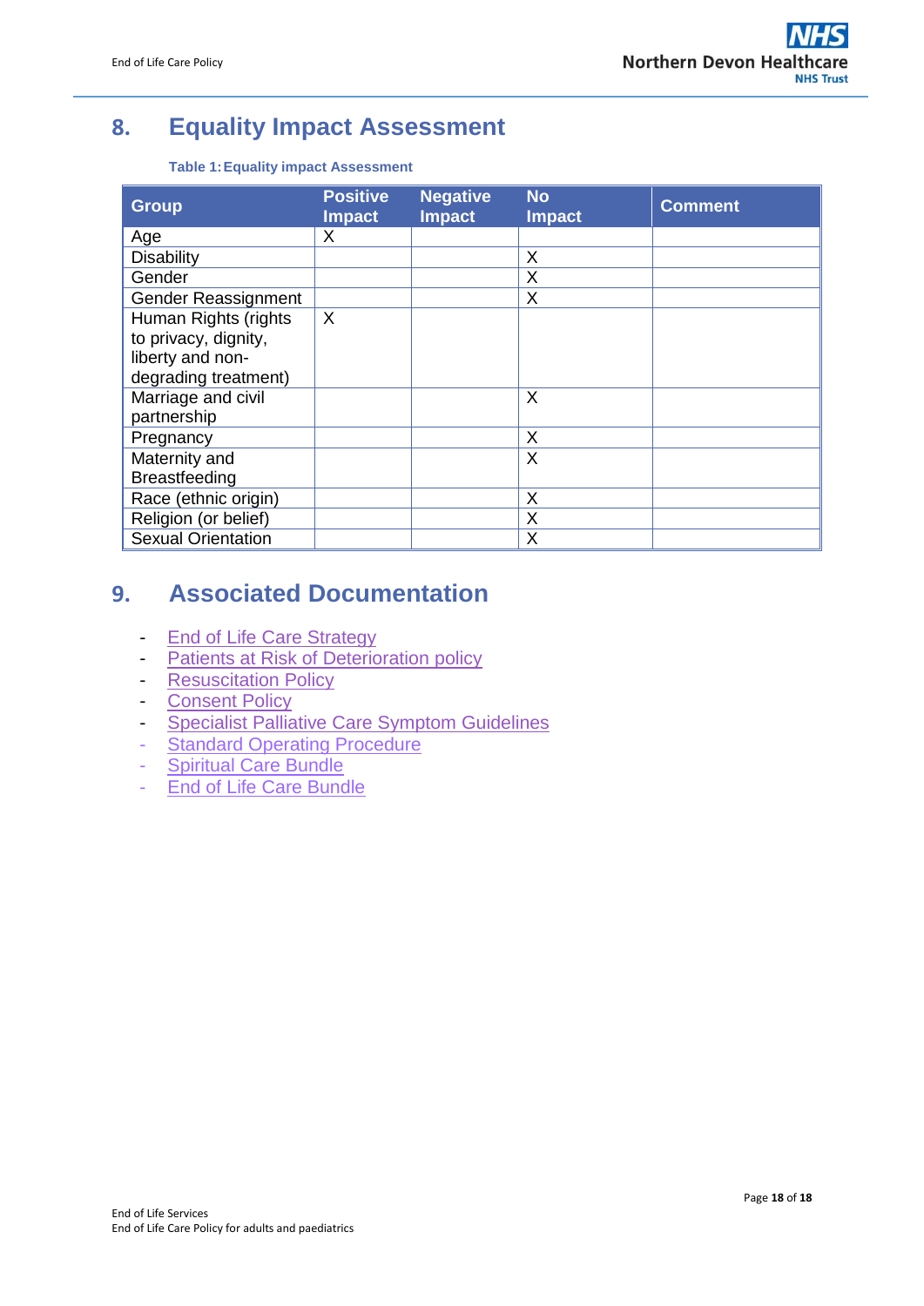## 8. Equality Impact Assessment

**Table 1: Equality impact Assessment**

| Group | Positive Impact | Negative Impact | No Impact | Comment |
|---|---|---|---|---|
| Age | X | | | |
| Disability | | | X | |
| Gender | | | X | |
| Gender Reassignment | | | X | |
| Human Rights (rights to privacy, dignity, liberty and non-degrading treatment) | X | | | |
| Marriage and civil partnership | | | X | |
| Pregnancy | | | X | |
| Maternity and Breastfeeding | | | X | |
| Race (ethnic origin) | | | X | |
| Religion (or belief) | | | X | |
| Sexual Orientation | | | X | |

## 9. Associated Documentation

- End of Life Care Strategy
- Patients at Risk of Deterioration policy
- Resuscitation Policy
- Consent Policy
- Specialist Palliative Care Symptom Guidelines
- Standard Operating Procedure
- Spiritual Care Bundle
- End of Life Care Bundle